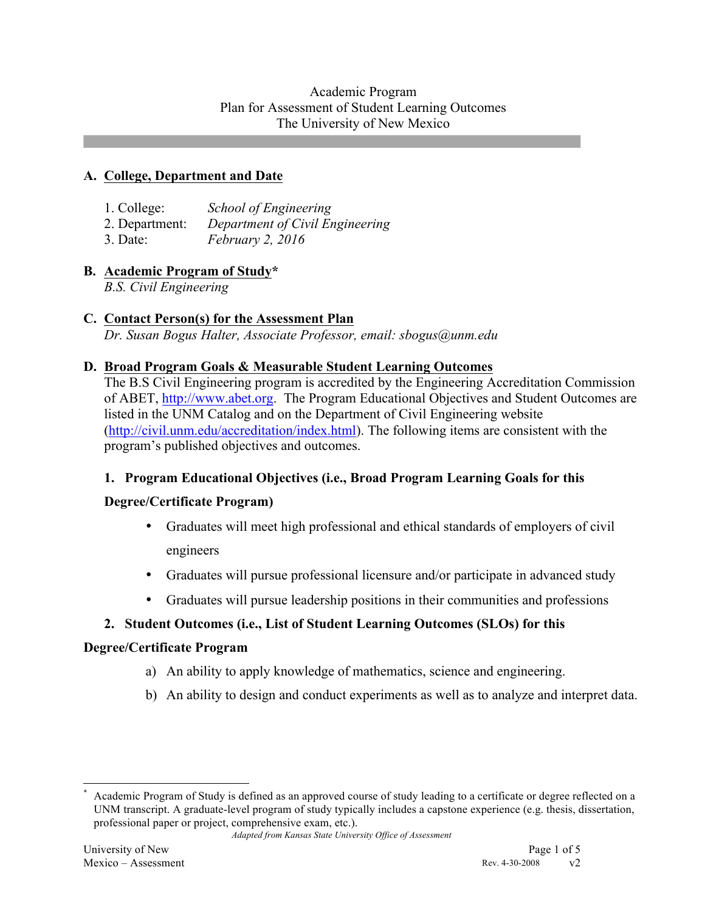Academic Program
Plan for Assessment of Student Learning Outcomes
The University of New Mexico

---

## A. College, Department and Date

1. College: *School of Engineering*
2. Department: *Department of Civil Engineering*
3. Date: *February 2, 2016*

## B. Academic Program of Study*

*B.S. Civil Engineering*

## C. Contact Person(s) for the Assessment Plan

*Dr. Susan Bogus Halter, Associate Professor, email: sbogus@unm.edu*

## D. Broad Program Goals & Measurable Student Learning Outcomes

The B.S Civil Engineering program is accredited by the Engineering Accreditation Commission of ABET, http://www.abet.org. The Program Educational Objectives and Student Outcomes are listed in the UNM Catalog and on the Department of Civil Engineering website (http://civil.unm.edu/accreditation/index.html). The following items are consistent with the program's published objectives and outcomes.

### 1. Program Educational Objectives (i.e., Broad Program Learning Goals for this Degree/Certificate Program)

- Graduates will meet high professional and ethical standards of employers of civil engineers
- Graduates will pursue professional licensure and/or participate in advanced study
- Graduates will pursue leadership positions in their communities and professions

### 2. Student Outcomes (i.e., List of Student Learning Outcomes (SLOs) for this Degree/Certificate Program

a) An ability to apply knowledge of mathematics, science and engineering.

b) An ability to design and conduct experiments as well as to analyze and interpret data.

---

* Academic Program of Study is defined as an approved course of study leading to a certificate or degree reflected on a UNM transcript. A graduate-level program of study typically includes a capstone experience (e.g. thesis, dissertation, professional paper or project, comprehensive exam, etc.).

*Adapted from Kansas State University Office of Assessment*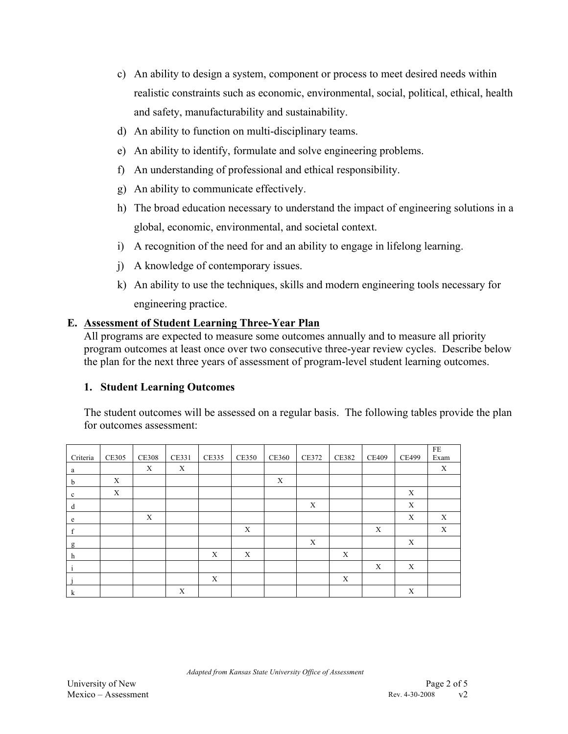c) An ability to design a system, component or process to meet desired needs within realistic constraints such as economic, environmental, social, political, ethical, health and safety, manufacturability and sustainability.

d) An ability to function on multi-disciplinary teams.

e) An ability to identify, formulate and solve engineering problems.

f) An understanding of professional and ethical responsibility.

g) An ability to communicate effectively.

h) The broad education necessary to understand the impact of engineering solutions in a global, economic, environmental, and societal context.

i) A recognition of the need for and an ability to engage in lifelong learning.

j) A knowledge of contemporary issues.

k) An ability to use the techniques, skills and modern engineering tools necessary for engineering practice.

## E. <u>Assessment of Student Learning Three-Year Plan</u>

All programs are expected to measure some outcomes annually and to measure all priority program outcomes at least once over two consecutive three-year review cycles. Describe below the plan for the next three years of assessment of program-level student learning outcomes.

### 1. Student Learning Outcomes

The student outcomes will be assessed on a regular basis. The following tables provide the plan for outcomes assessment:

| Criteria | CE305 | CE308 | CE331 | CE335 | CE350 | CE360 | CE372 | CE382 | CE409 | CE499 | FE Exam |
|---|---|---|---|---|---|---|---|---|---|---|---|
| a | | X | X | | | | | | | | X |
| b | X | | | | | X | | | | | |
| c | X | | | | | | | | | X | |
| d | | | | | | | X | | | X | |
| e | | X | | | | | | | | X | X |
| f | | | | | X | | | | X | | X |
| g | | | | | | | X | | | X | |
| h | | | | X | X | | | X | | | |
| i | | | | | | | | | X | X | |
| j | | | | X | | | | X | | | |
| k | | | X | | | | | | | X | |

*Adapted from Kansas State University Office of Assessment*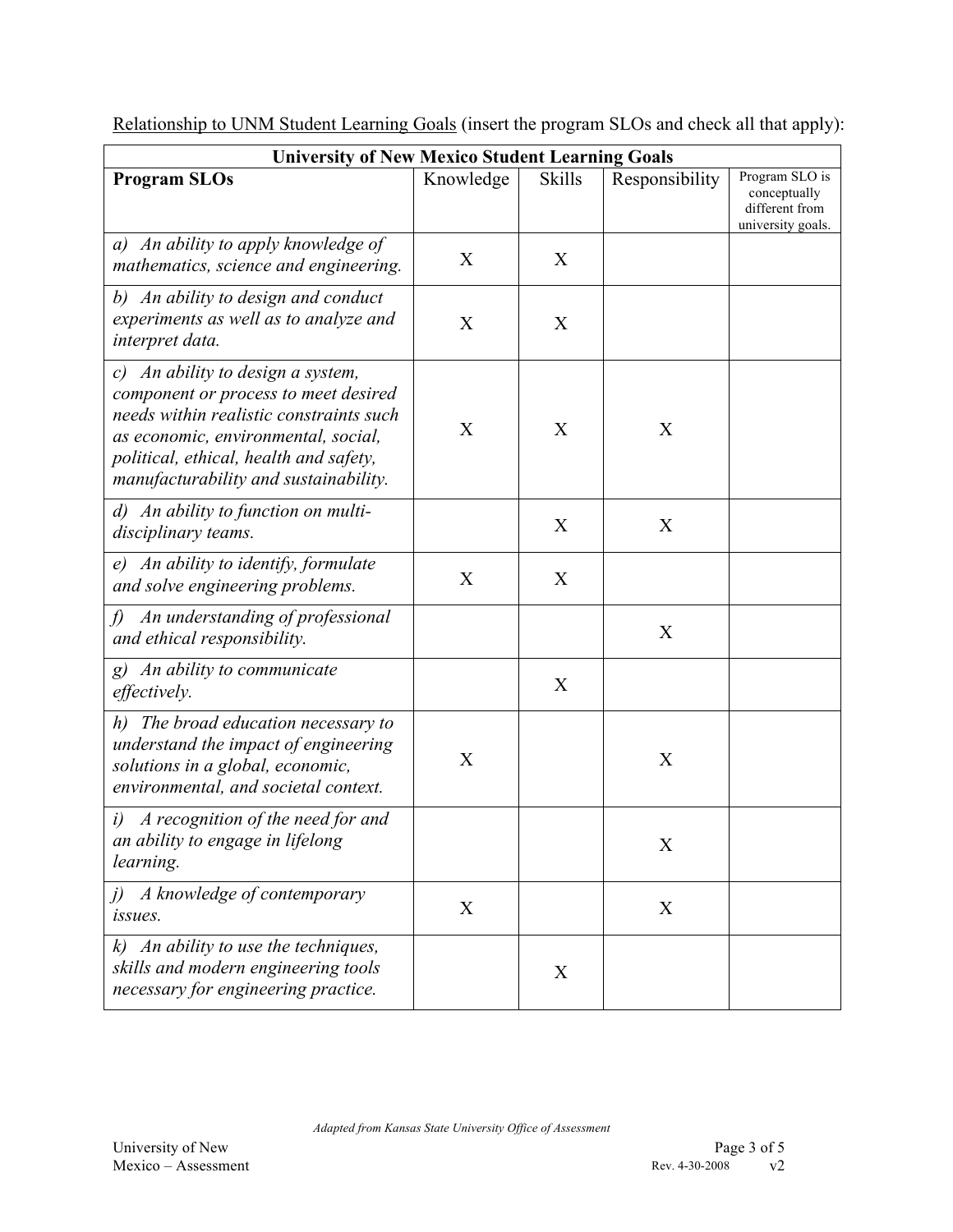<u>Relationship to UNM Student Learning Goals</u> (insert the program SLOs and check all that apply):

| University of New Mexico Student Learning Goals | | | | |
|---|---|---|---|---|
| **Program SLOs** | Knowledge | Skills | Responsibility | Program SLO is conceptually different from university goals. |
| *a) An ability to apply knowledge of mathematics, science and engineering.* | X | X | | |
| *b) An ability to design and conduct experiments as well as to analyze and interpret data.* | X | X | | |
| *c) An ability to design a system, component or process to meet desired needs within realistic constraints such as economic, environmental, social, political, ethical, health and safety, manufacturability and sustainability.* | X | X | X | |
| *d) An ability to function on multi-disciplinary teams.* | | X | X | |
| *e) An ability to identify, formulate and solve engineering problems.* | X | X | | |
| *f) An understanding of professional and ethical responsibility.* | | | X | |
| *g) An ability to communicate effectively.* | | X | | |
| *h) The broad education necessary to understand the impact of engineering solutions in a global, economic, environmental, and societal context.* | X | | X | |
| *i) A recognition of the need for and an ability to engage in lifelong learning.* | | | X | |
| *j) A knowledge of contemporary issues.* | X | | X | |
| *k) An ability to use the techniques, skills and modern engineering tools necessary for engineering practice.* | | X | | |

*Adapted from Kansas State University Office of Assessment*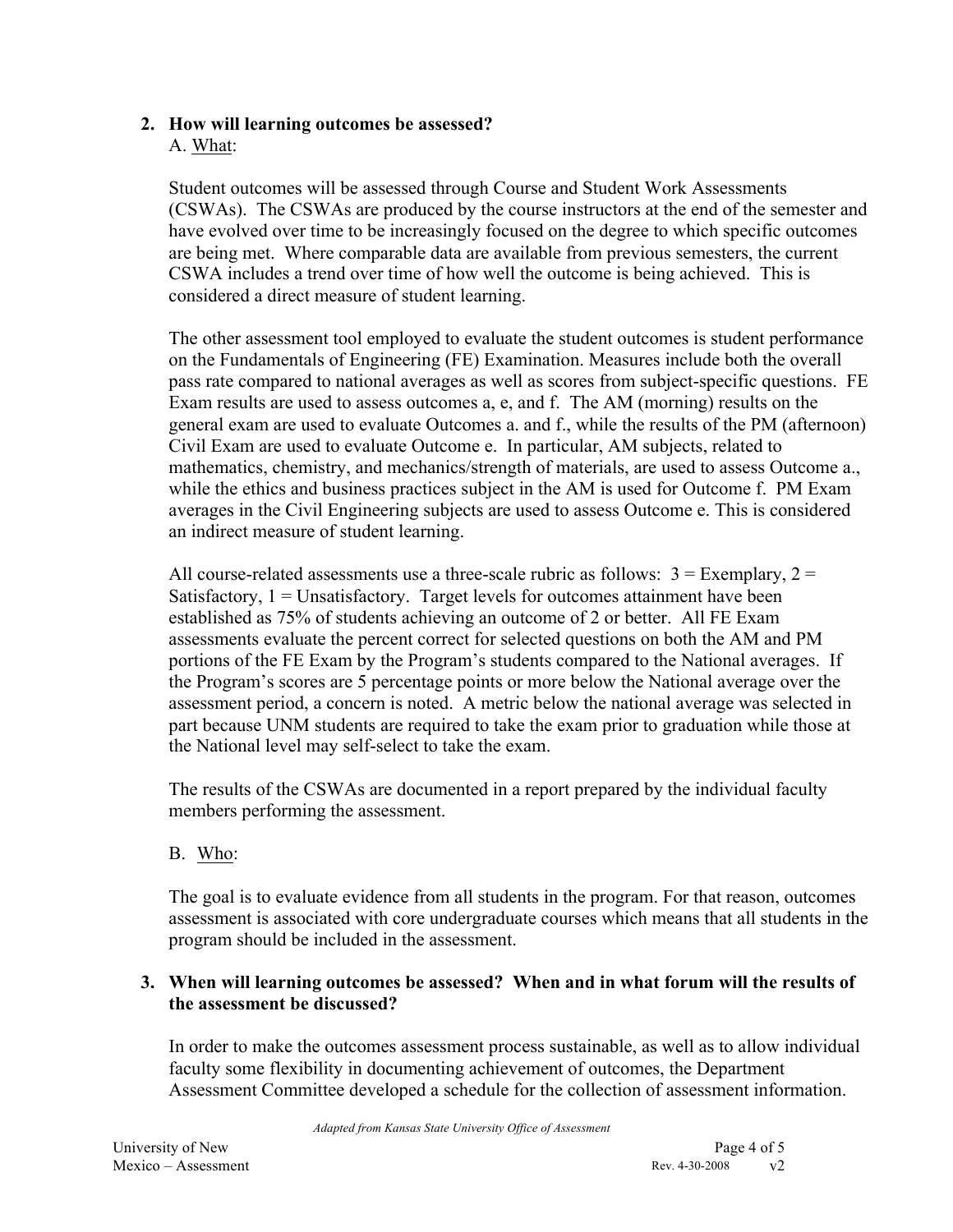**2. How will learning outcomes be assessed?**

A. What:

Student outcomes will be assessed through Course and Student Work Assessments (CSWAs). The CSWAs are produced by the course instructors at the end of the semester and have evolved over time to be increasingly focused on the degree to which specific outcomes are being met. Where comparable data are available from previous semesters, the current CSWA includes a trend over time of how well the outcome is being achieved. This is considered a direct measure of student learning.

The other assessment tool employed to evaluate the student outcomes is student performance on the Fundamentals of Engineering (FE) Examination. Measures include both the overall pass rate compared to national averages as well as scores from subject-specific questions. FE Exam results are used to assess outcomes a, e, and f. The AM (morning) results on the general exam are used to evaluate Outcomes a. and f., while the results of the PM (afternoon) Civil Exam are used to evaluate Outcome e. In particular, AM subjects, related to mathematics, chemistry, and mechanics/strength of materials, are used to assess Outcome a., while the ethics and business practices subject in the AM is used for Outcome f. PM Exam averages in the Civil Engineering subjects are used to assess Outcome e. This is considered an indirect measure of student learning.

All course-related assessments use a three-scale rubric as follows: 3 = Exemplary, 2 = Satisfactory, 1 = Unsatisfactory. Target levels for outcomes attainment have been established as 75% of students achieving an outcome of 2 or better. All FE Exam assessments evaluate the percent correct for selected questions on both the AM and PM portions of the FE Exam by the Program's students compared to the National averages. If the Program's scores are 5 percentage points or more below the National average over the assessment period, a concern is noted. A metric below the national average was selected in part because UNM students are required to take the exam prior to graduation while those at the National level may self-select to take the exam.

The results of the CSWAs are documented in a report prepared by the individual faculty members performing the assessment.

B. Who:

The goal is to evaluate evidence from all students in the program. For that reason, outcomes assessment is associated with core undergraduate courses which means that all students in the program should be included in the assessment.

**3. When will learning outcomes be assessed? When and in what forum will the results of the assessment be discussed?**

In order to make the outcomes assessment process sustainable, as well as to allow individual faculty some flexibility in documenting achievement of outcomes, the Department Assessment Committee developed a schedule for the collection of assessment information.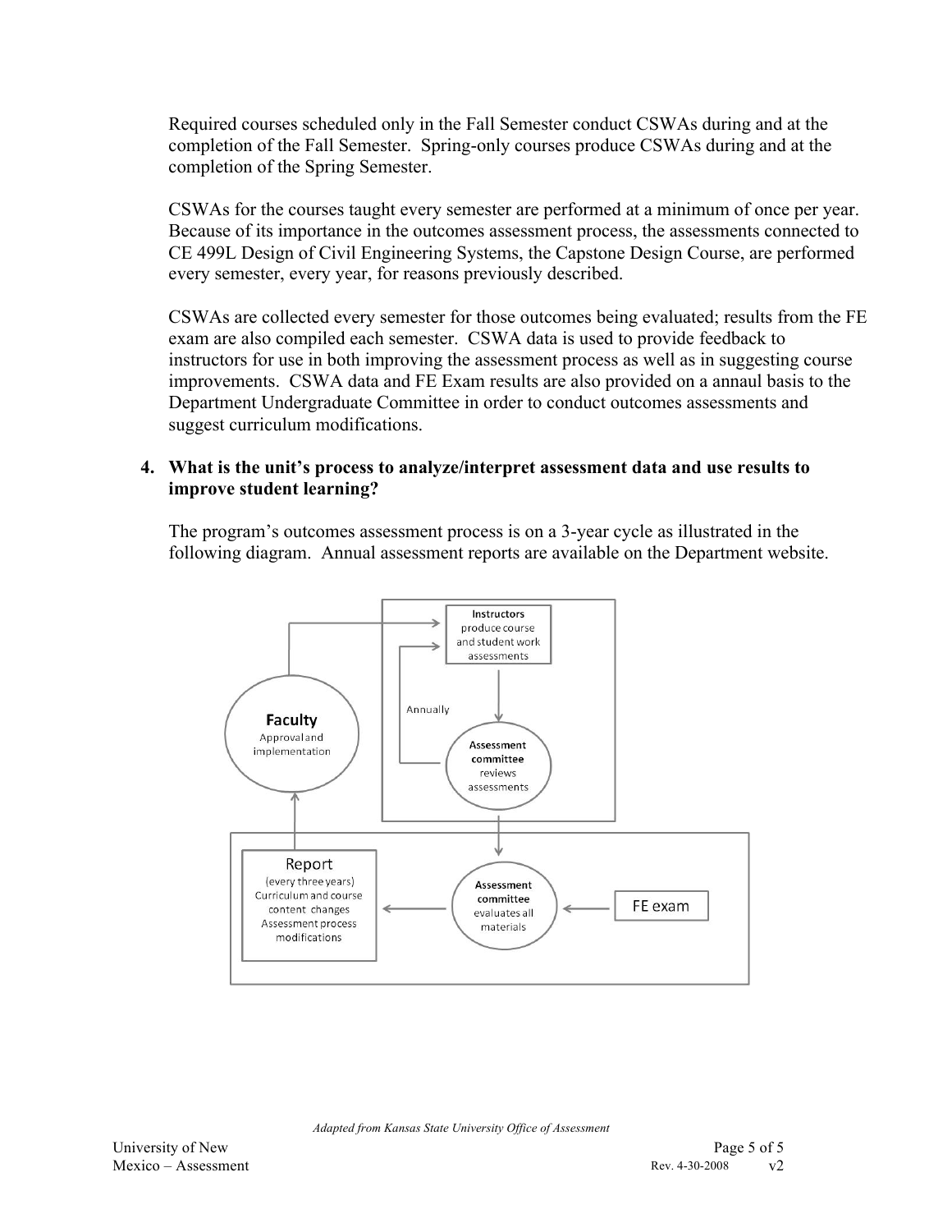Required courses scheduled only in the Fall Semester conduct CSWAs during and at the completion of the Fall Semester. Spring-only courses produce CSWAs during and at the completion of the Spring Semester.

CSWAs for the courses taught every semester are performed at a minimum of once per year. Because of its importance in the outcomes assessment process, the assessments connected to CE 499L Design of Civil Engineering Systems, the Capstone Design Course, are performed every semester, every year, for reasons previously described.

CSWAs are collected every semester for those outcomes being evaluated; results from the FE exam are also compiled each semester. CSWA data is used to provide feedback to instructors for use in both improving the assessment process as well as in suggesting course improvements. CSWA data and FE Exam results are also provided on a annaul basis to the Department Undergraduate Committee in order to conduct outcomes assessments and suggest curriculum modifications.

**4. What is the unit's process to analyze/interpret assessment data and use results to improve student learning?**

The program's outcomes assessment process is on a 3-year cycle as illustrated in the following diagram. Annual assessment reports are available on the Department website.

Instructors produce course and student work assessments

Annually

Faculty
Approval and implementation

Assessment committee reviews assessments

Report
(every three years)
Curriculum and course content changes
Assessment process modifications

Assessment committee evaluates all materials

FE exam

*Adapted from Kansas State University Office of Assessment*